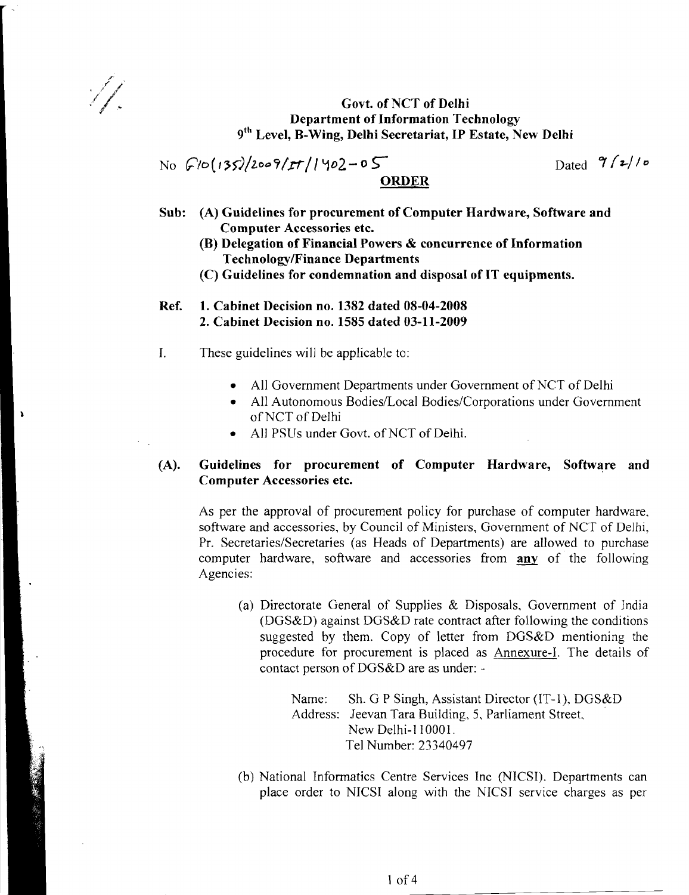**Govt. of NCT of Delhi**
**Department of Information Technology**
**9th Level, B-Wing, Delhi Secretariat, IP Estate, New Delhi**

No F10(135)/2009/IT/1402-05 Dated 9/2/10

**ORDER**

**Sub: (A) Guidelines for procurement of Computer Hardware, Software and Computer Accessories etc.**
**(B) Delegation of Financial Powers & concurrence of Information Technology/Finance Departments**
**(C) Guidelines for condemnation and disposal of IT equipments.**

**Ref. 1. Cabinet Decision no. 1382 dated 08-04-2008**
**2. Cabinet Decision no. 1585 dated 03-11-2009**

I. These guidelines will be applicable to:

- All Government Departments under Government of NCT of Delhi
- All Autonomous Bodies/Local Bodies/Corporations under Government of NCT of Delhi
- All PSUs under Govt. of NCT of Delhi.

## (A). Guidelines for procurement of Computer Hardware, Software and Computer Accessories etc.

As per the approval of procurement policy for purchase of computer hardware, software and accessories, by Council of Ministers, Government of NCT of Delhi, Pr. Secretaries/Secretaries (as Heads of Departments) are allowed to purchase computer hardware, software and accessories from **any** of the following Agencies:

(a) Directorate General of Supplies & Disposals, Government of India (DGS&D) against DGS&D rate contract after following the conditions suggested by them. Copy of letter from DGS&D mentioning the procedure for procurement is placed as Annexure-I. The details of contact person of DGS&D are as under: -

Name: Sh. G P Singh, Assistant Director (IT-1), DGS&D
Address: Jeevan Tara Building, 5, Parliament Street, New Delhi-110001.
Tel Number: 23340497

(b) National Informatics Centre Services Inc (NICSI). Departments can place order to NICSI along with the NICSI service charges as per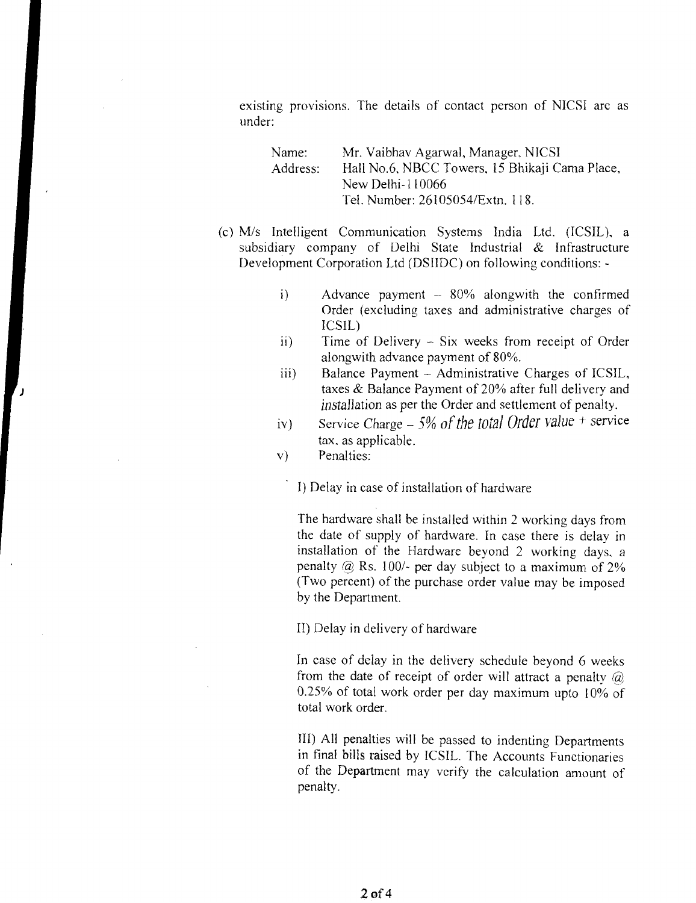existing provisions. The details of contact person of NICSI are as under:

Name: Mr. Vaibhav Agarwal, Manager, NICSI
Address: Hall No.6, NBCC Towers, 15 Bhikaji Cama Place, New Delhi-110066
Tel. Number: 26105054/Extn. 118.

(c) M/s Intelligent Communication Systems India Ltd. (ICSIL), a subsidiary company of Delhi State Industrial & Infrastructure Development Corporation Ltd (DSIIDC) on following conditions: -

i) Advance payment – 80% alongwith the confirmed Order (excluding taxes and administrative charges of ICSIL)

ii) Time of Delivery – Six weeks from receipt of Order alongwith advance payment of 80%.

iii) Balance Payment – Administrative Charges of ICSIL, taxes & Balance Payment of 20% after full delivery and installation as per the Order and settlement of penalty.

iv) Service Charge – 5% of the total Order value + service tax, as applicable.

v) Penalties:

I) Delay in case of installation of hardware

The hardware shall be installed within 2 working days from the date of supply of hardware. In case there is delay in installation of the Hardware beyond 2 working days, a penalty @ Rs. 100/- per day subject to a maximum of 2% (Two percent) of the purchase order value may be imposed by the Department.

II) Delay in delivery of hardware

In case of delay in the delivery schedule beyond 6 weeks from the date of receipt of order will attract a penalty @ 0.25% of total work order per day maximum upto 10% of total work order.

III) All penalties will be passed to indenting Departments in final bills raised by ICSIL. The Accounts Functionaries of the Department may verify the calculation amount of penalty.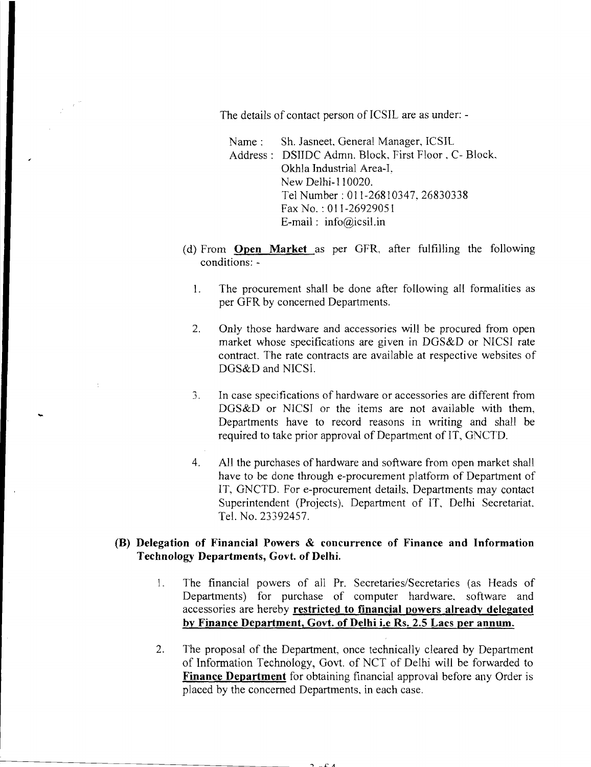The details of contact person of ICSIL are as under: -

Name : Sh. Jasneet, General Manager, ICSIL
Address : DSIIDC Admn. Block, First Floor , C- Block,
Okhla Industrial Area-I,
New Delhi-110020.
Tel Number : 011-26810347, 26830338
Fax No. : 011-26929051
E-mail : info@icsil.in

(d) From **Open Market** as per GFR, after fulfilling the following conditions: -

1. The procurement shall be done after following all formalities as per GFR by concerned Departments.

2. Only those hardware and accessories will be procured from open market whose specifications are given in DGS&D or NICSI rate contract. The rate contracts are available at respective websites of DGS&D and NICSI.

3. In case specifications of hardware or accessories are different from DGS&D or NICSI or the items are not available with them, Departments have to record reasons in writing and shall be required to take prior approval of Department of IT, GNCTD.

4. All the purchases of hardware and software from open market shall have to be done through e-procurement platform of Department of IT, GNCTD. For e-procurement details, Departments may contact Superintendent (Projects), Department of IT, Delhi Secretariat, Tel. No. 23392457.

**(B) Delegation of Financial Powers & concurrence of Finance and Information Technology Departments, Govt. of Delhi.**

1. The financial powers of all Pr. Secretaries/Secretaries (as Heads of Departments) for purchase of computer hardware, software and accessories are hereby **restricted to financial powers already delegated by Finance Department, Govt. of Delhi i.e Rs. 2.5 Lacs per annum.**

2. The proposal of the Department, once technically cleared by Department of Information Technology, Govt. of NCT of Delhi will be forwarded to **Finance Department** for obtaining financial approval before any Order is placed by the concerned Departments, in each case.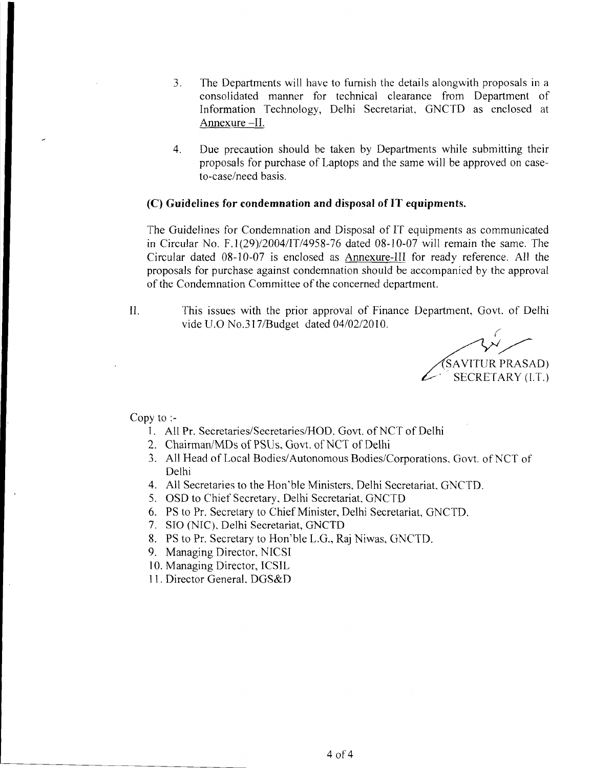3. The Departments will have to furnish the details alongwith proposals in a consolidated manner for technical clearance from Department of Information Technology, Delhi Secretariat, GNCTD as enclosed at Annexure –II.

4. Due precaution should be taken by Departments while submitting their proposals for purchase of Laptops and the same will be approved on case-to-case/need basis.

**(C) Guidelines for condemnation and disposal of IT equipments.**

The Guidelines for Condemnation and Disposal of IT equipments as communicated in Circular No. F.1(29)/2004/IT/4958-76 dated 08-10-07 will remain the same. The Circular dated 08-10-07 is enclosed as Annexure-III for ready reference. All the proposals for purchase against condemnation should be accompanied by the approval of the Condemnation Committee of the concerned department.

II. This issues with the prior approval of Finance Department, Govt. of Delhi vide U.O No.317/Budget dated 04/02/2010.

(SAVITUR PRASAD)
SECRETARY (I.T.)

Copy to :-

1. All Pr. Secretaries/Secretaries/HOD, Govt. of NCT of Delhi
2. Chairman/MDs of PSUs, Govt. of NCT of Delhi
3. All Head of Local Bodies/Autonomous Bodies/Corporations, Govt. of NCT of Delhi
4. All Secretaries to the Hon'ble Ministers, Delhi Secretariat, GNCTD.
5. OSD to Chief Secretary, Delhi Secretariat, GNCTD
6. PS to Pr. Secretary to Chief Minister, Delhi Secretariat, GNCTD.
7. SIO (NIC), Delhi Secretariat, GNCTD
8. PS to Pr. Secretary to Hon'ble L.G., Raj Niwas, GNCTD.
9. Managing Director, NICSI
10. Managing Director, ICSIL
11. Director General, DGS&D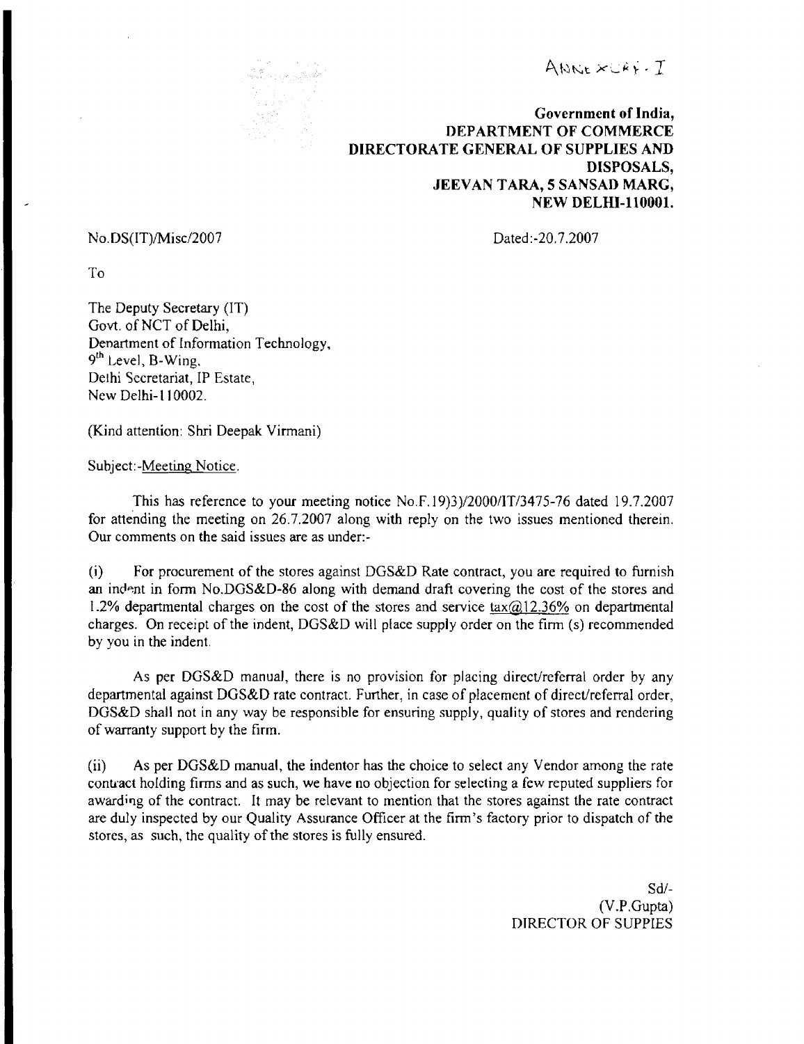ANNEXURE - I

**Government of India,**
**DEPARTMENT OF COMMERCE**
**DIRECTORATE GENERAL OF SUPPLIES AND DISPOSALS,**
**JEEVAN TARA, 5 SANSAD MARG,**
**NEW DELHI-110001.**

No.DS(IT)/Misc/2007 Dated:-20.7.2007

To

The Deputy Secretary (IT)
Govt. of NCT of Delhi,
Department of Information Technology,
9th Level, B-Wing,
Delhi Secretariat, IP Estate,
New Delhi-110002.

(Kind attention: Shri Deepak Virmani)

Subject:-<u>Meeting Notice</u>.

This has reference to your meeting notice No.F.19)3)/2000/IT/3475-76 dated 19.7.2007 for attending the meeting on 26.7.2007 along with reply on the two issues mentioned therein. Our comments on the said issues are as under:-

(i) For procurement of the stores against DGS&D Rate contract, you are required to furnish an indent in form No.DGS&D-86 along with demand draft covering the cost of the stores and 1.2% departmental charges on the cost of the stores and service <u>tax@12.36%</u> on departmental charges. On receipt of the indent, DGS&D will place supply order on the firm (s) recommended by you in the indent.

As per DGS&D manual, there is no provision for placing direct/referral order by any departmental against DGS&D rate contract. Further, in case of placement of direct/referral order, DGS&D shall not in any way be responsible for ensuring supply, quality of stores and rendering of warranty support by the firm.

(ii) As per DGS&D manual, the indentor has the choice to select any Vendor among the rate contract holding firms and as such, we have no objection for selecting a few reputed suppliers for awarding of the contract. It may be relevant to mention that the stores against the rate contract are duly inspected by our Quality Assurance Officer at the firm's factory prior to dispatch of the stores, as such, the quality of the stores is fully ensured.

Sd/-
(V.P.Gupta)
DIRECTOR OF SUPPIES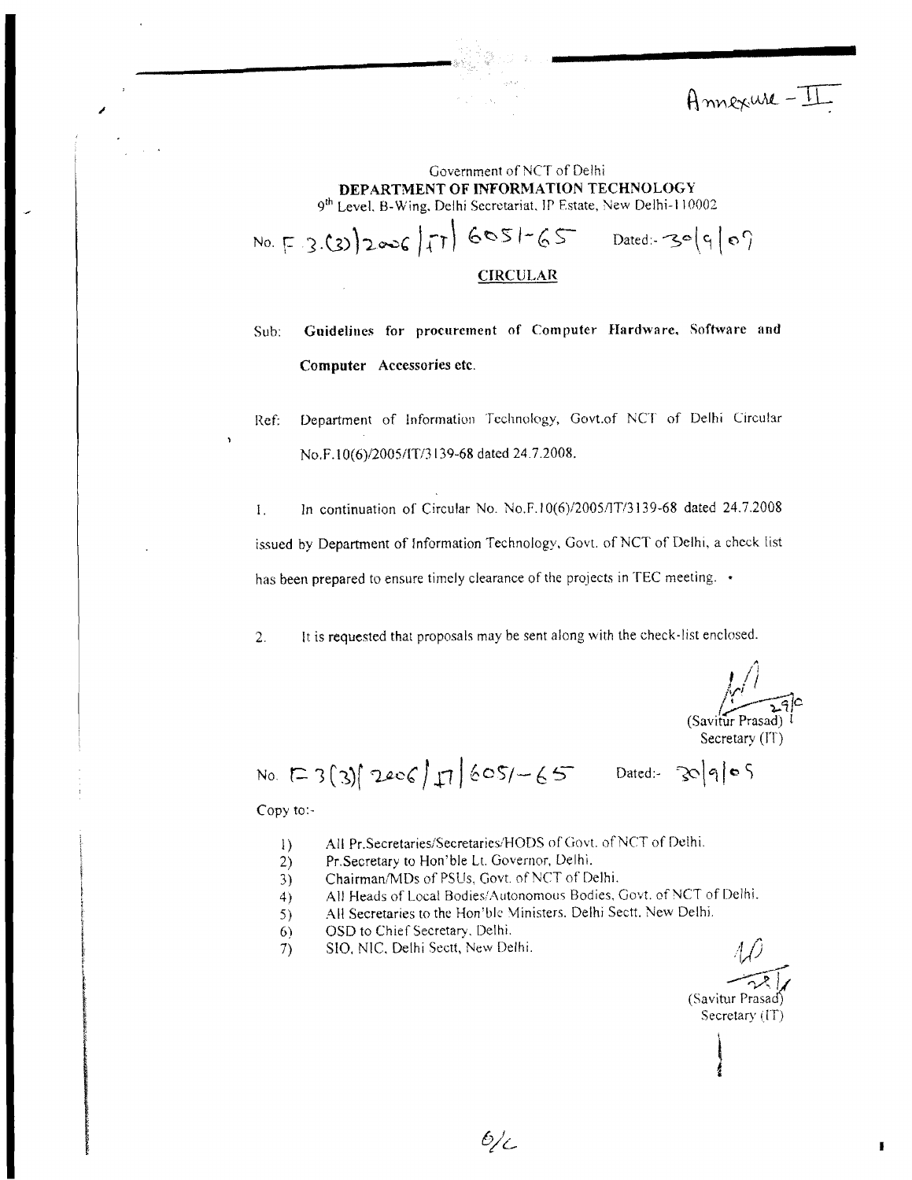Annexure - II

Government of NCT of Delhi
**DEPARTMENT OF INFORMATION TECHNOLOGY**
9th Level, B-Wing, Delhi Secretariat, IP Estate, New Delhi-110002

No. F.3.(3)/2006/IT/6051-65 Dated:- 30/9/09

**CIRCULAR**

Sub: **Guidelines for procurement of Computer Hardware, Software and Computer Accessories etc.**

Ref: Department of Information Technology, Govt.of NCT of Delhi Circular No.F.10(6)/2005/IT/3139-68 dated 24.7.2008.

1. In continuation of Circular No. No.F.10(6)/2005/IT/3139-68 dated 24.7.2008 issued by Department of Information Technology, Govt. of NCT of Delhi, a check list has been prepared to ensure timely clearance of the projects in TEC meeting.

2. It is requested that proposals may be sent along with the check-list enclosed.

(Savitur Prasad)
Secretary (IT)

No. F.3(3)/2006/IT/6051-65 Dated:- 30/9/09

Copy to:-

1) All Pr.Secretaries/Secretaries/HODS of Govt. of NCT of Delhi.
2) Pr.Secretary to Hon'ble Lt. Governor, Delhi.
3) Chairman/MDs of PSUs, Govt. of NCT of Delhi.
4) All Heads of Local Bodies/Autonomous Bodies, Govt. of NCT of Delhi.
5) All Secretaries to the Hon'ble Ministers, Delhi Sectt, New Delhi.
6) OSD to Chief Secretary, Delhi.
7) SIO, NIC, Delhi Sectt, New Delhi.

(Savitur Prasad)
Secretary (IT)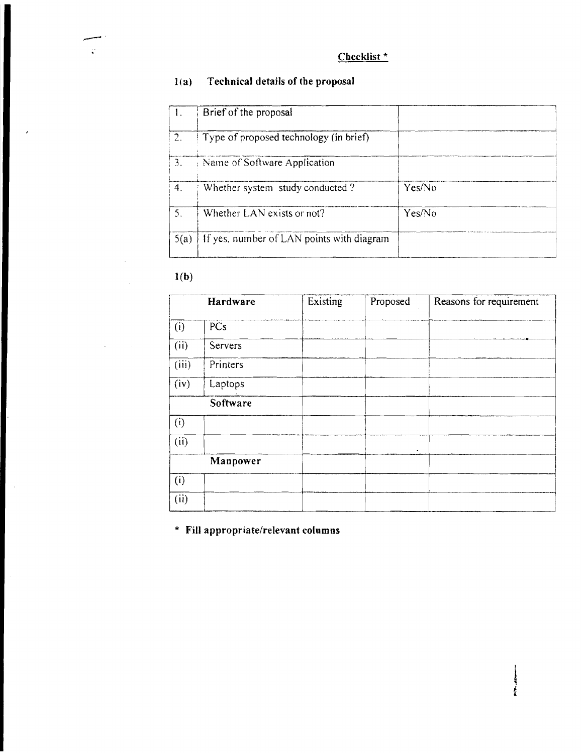## Checklist *

### 1(a) Technical details of the proposal

| | | |
|---|---|---|
| 1. | Brief of the proposal | |
| 2. | Type of proposed technology (in brief) | |
| 3. | Name of Software Application | |
| 4. | Whether system study conducted ? | Yes/No |
| 5. | Whether LAN exists or not? | Yes/No |
| 5(a) | If yes, number of LAN points with diagram | |

### 1(b)

| Hardware | | Existing | Proposed | Reasons for requirement |
|---|---|---|---|---|
| (i) | PCs | | | |
| (ii) | Servers | | | |
| (iii) | Printers | | | |
| (iv) | Laptops | | | |
| **Software** | | | | |
| (i) | | | | |
| (ii) | | | | |
| **Manpower** | | | | |
| (i) | | | | |
| (ii) | | | | |

**\* Fill appropriate/relevant columns**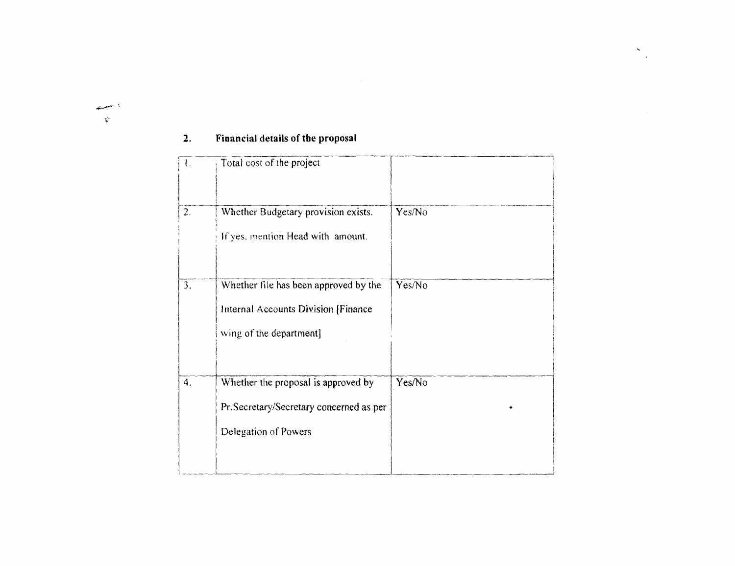## 2. Financial details of the proposal

| | | |
|---|---|---|
| 1. | Total cost of the project | |
| 2. | Whether Budgetary provision exists. If yes, mention Head with amount. | Yes/No |
| 3. | Whether file has been approved by the Internal Accounts Division [Finance wing of the department] | Yes/No |
| 4. | Whether the proposal is approved by Pr.Secretary/Secretary concerned as per Delegation of Powers | Yes/No |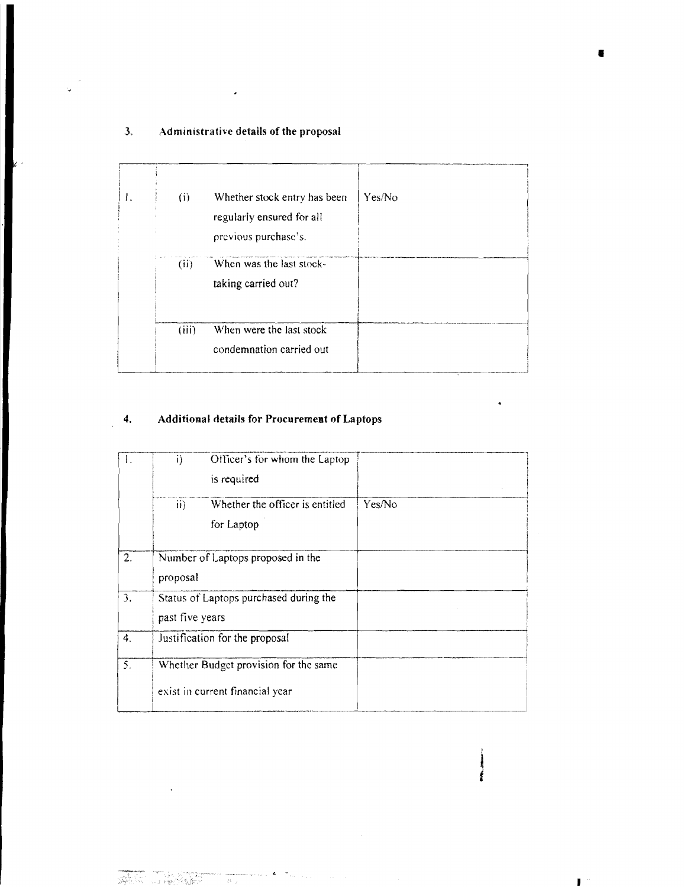## 3. Administrative details of the proposal

| | | | |
|---|---|---|---|
| 1. | (i) | Whether stock entry has been regularly ensured for all previous purchase's. | Yes/No |
| | (ii) | When was the last stock-taking carried out? | |
| | (iii) | When were the last stock condemnation carried out | |

## 4. Additional details for Procurement of Laptops

| | | | |
|---|---|---|---|
| 1. | i) | Officer's for whom the Laptop is required | |
| | ii) | Whether the officer is entitled for Laptop | Yes/No |
| 2. | Number of Laptops proposed in the proposal | | |
| 3. | Status of Laptops purchased during the past five years | | |
| 4. | Justification for the proposal | | |
| 5. | Whether Budget provision for the same exist in current financial year | | |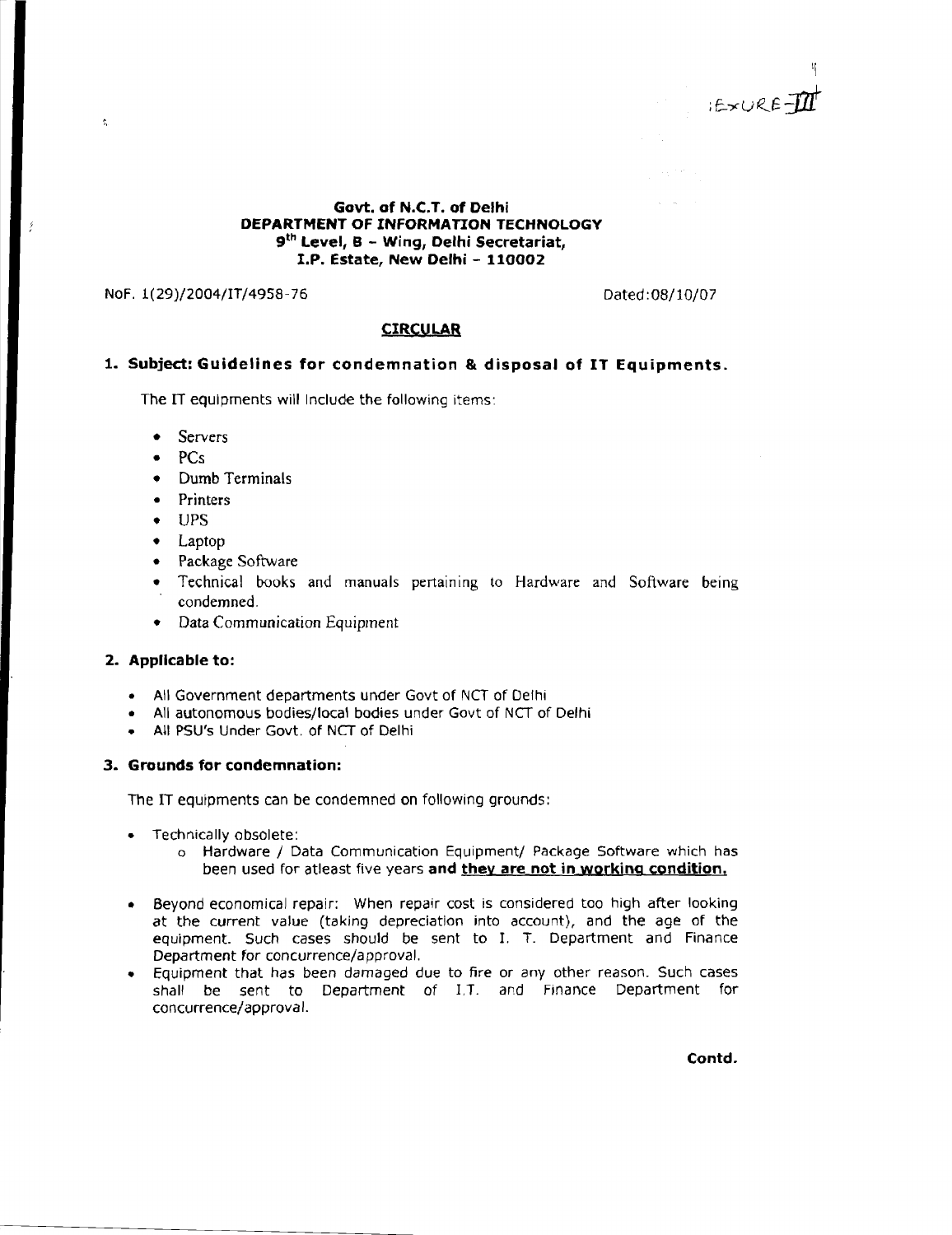ANNEXURE-III

**Govt. of N.C.T. of Delhi**
**DEPARTMENT OF INFORMATION TECHNOLOGY**
**9th Level, B – Wing, Delhi Secretariat,**
**I.P. Estate, New Delhi – 110002**

NoF. 1(29)/2004/IT/4958-76 Dated:08/10/07

**CIRCULAR**

## 1. Subject: Guidelines for condemnation & disposal of IT Equipments.

The IT equipments will include the following items:

- Servers
- PCs
- Dumb Terminals
- Printers
- UPS
- Laptop
- Package Software
- Technical books and manuals pertaining to Hardware and Software being condemned.
- Data Communication Equipment

## 2. Applicable to:

- All Government departments under Govt of NCT of Delhi
- All autonomous bodies/local bodies under Govt of NCT of Delhi
- All PSU's Under Govt. of NCT of Delhi

## 3. Grounds for condemnation:

The IT equipments can be condemned on following grounds:

- Technically obsolete:
  - Hardware / Data Communication Equipment/ Package Software which has been used for atleast five years **and <u>they are not in working condition.</u>**
- Beyond economical repair: When repair cost is considered too high after looking at the current value (taking depreciation into account), and the age of the equipment. Such cases should be sent to I. T. Department and Finance Department for concurrence/approval.
- Equipment that has been damaged due to fire or any other reason. Such cases shall be sent to Department of I.T. and Finance Department for concurrence/approval.

**Contd.**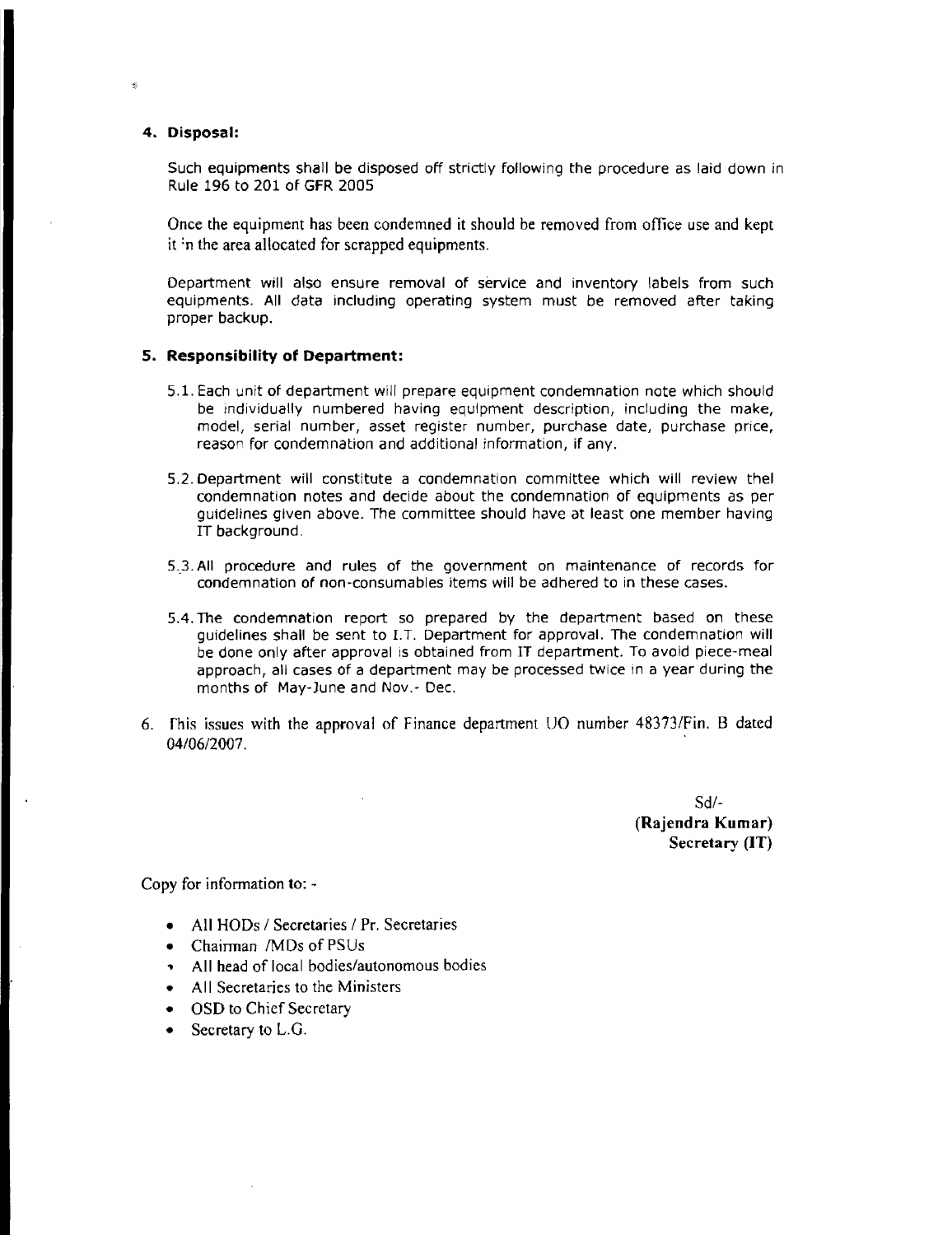**4. Disposal:**

Such equipments shall be disposed off strictly following the procedure as laid down in Rule 196 to 201 of GFR 2005

Once the equipment has been condemned it should be removed from office use and kept it in the area allocated for scrapped equipments.

Department will also ensure removal of service and inventory labels from such equipments. All data including operating system must be removed after taking proper backup.

**5. Responsibility of Department:**

5.1. Each unit of department will prepare equipment condemnation note which should be individually numbered having equipment description, including the make, model, serial number, asset register number, purchase date, purchase price, reason for condemnation and additional information, if any.

5.2. Department will constitute a condemnation committee which will review thel condemnation notes and decide about the condemnation of equipments as per guidelines given above. The committee should have at least one member having IT background.

5.3. All procedure and rules of the government on maintenance of records for condemnation of non-consumables items will be adhered to in these cases.

5.4. The condemnation report so prepared by the department based on these guidelines shall be sent to I.T. Department for approval. The condemnation will be done only after approval is obtained from IT department. To avoid piece-meal approach, all cases of a department may be processed twice in a year during the months of May-June and Nov.- Dec.

6. This issues with the approval of Finance department UO number 48373/Fin. B dated 04/06/2007.

Sd/-
**(Rajendra Kumar)**
**Secretary (IT)**

Copy for information to: -

- All HODs / Secretaries / Pr. Secretaries
- Chairman /MDs of PSUs
- All head of local bodies/autonomous bodies
- All Secretaries to the Ministers
- OSD to Chief Secretary
- Secretary to L.G.